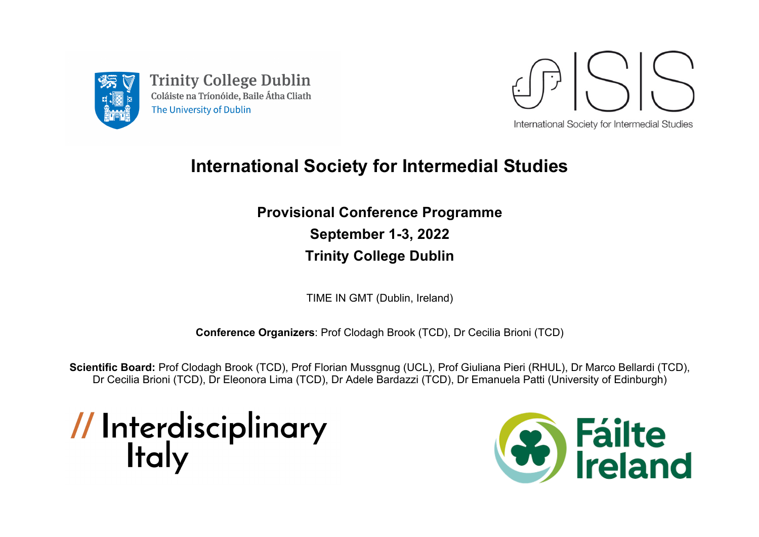Trinity College Dublin
Coláiste na Tríonóide, Baile Átha Cliath
The University of Dublin

ISIS
International Society for Intermedial Studies

# International Society for Intermedial Studies

## Provisional Conference Programme

## September 1-3, 2022

## Trinity College Dublin

TIME IN GMT (Dublin, Ireland)

**Conference Organizers**: Prof Clodagh Brook (TCD), Dr Cecilia Brioni (TCD)

**Scientific Board:** Prof Clodagh Brook (TCD), Prof Florian Mussgnug (UCL), Prof Giuliana Pieri (RHUL), Dr Marco Bellardi (TCD), Dr Cecilia Brioni (TCD), Dr Eleonora Lima (TCD), Dr Adele Bardazzi (TCD), Dr Emanuela Patti (University of Edinburgh)

// Interdisciplinary Italy

Fáilte Ireland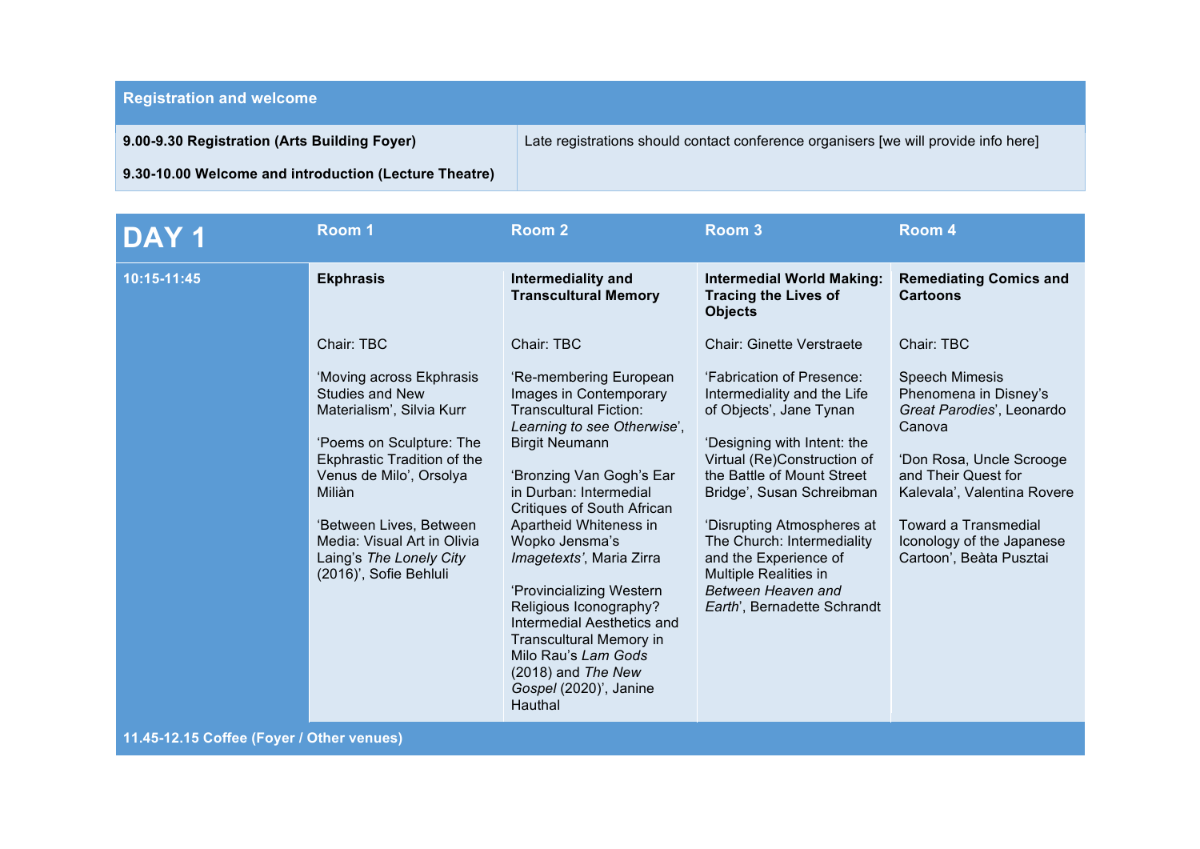| Registration and welcome | |
|---|---|
| **9.00-9.30 Registration (Arts Building Foyer)**<br><br>**9.30-10.00 Welcome and introduction (Lecture Theatre)** | Late registrations should contact conference organisers [we will provide info here] |

| DAY 1 | Room 1 | Room 2 | Room 3 | Room 4 |
|---|---|---|---|---|
| **10:15-11:45** | **Ekphrasis**<br><br>Chair: TBC<br><br>'Moving across Ekphrasis Studies and New Materialism', Silvia Kurr<br><br>'Poems on Sculpture: The Ekphrastic Tradition of the Venus de Milo', Orsolya Miliàn<br><br>'Between Lives, Between Media: Visual Art in Olivia Laing's *The Lonely City* (2016)', Sofie Behluli | **Intermediality and Transcultural Memory**<br><br>Chair: TBC<br><br>'Re-membering European Images in Contemporary Transcultural Fiction: *Learning to see Otherwise*', Birgit Neumann<br><br>'Bronzing Van Gogh's Ear in Durban: Intermedial Critiques of South African Apartheid Whiteness in Wopko Jensma's *Imagetexts'*, Maria Zirra<br><br>'Provincializing Western Religious Iconography? Intermedial Aesthetics and Transcultural Memory in Milo Rau's *Lam Gods* (2018) and *The New Gospel* (2020)', Janine Hauthal | **Intermedial World Making: Tracing the Lives of Objects**<br><br>Chair: Ginette Verstraete<br><br>'Fabrication of Presence: Intermediality and the Life of Objects', Jane Tynan<br><br>'Designing with Intent: the Virtual (Re)Construction of the Battle of Mount Street Bridge', Susan Schreibman<br><br>'Disrupting Atmospheres at The Church: Intermediality and the Experience of Multiple Realities in *Between Heaven and Earth*', Bernadette Schrandt | **Remediating Comics and Cartoons**<br><br>Chair: TBC<br><br>Speech Mimesis Phenomena in Disney's *Great Parodies*', Leonardo Canova<br><br>'Don Rosa, Uncle Scrooge and Their Quest for Kalevala', Valentina Rovere<br><br>Toward a Transmedial Iconology of the Japanese Cartoon', Beàta Pusztai |
| **11.45-12.15 Coffee (Foyer / Other venues)** | | | | |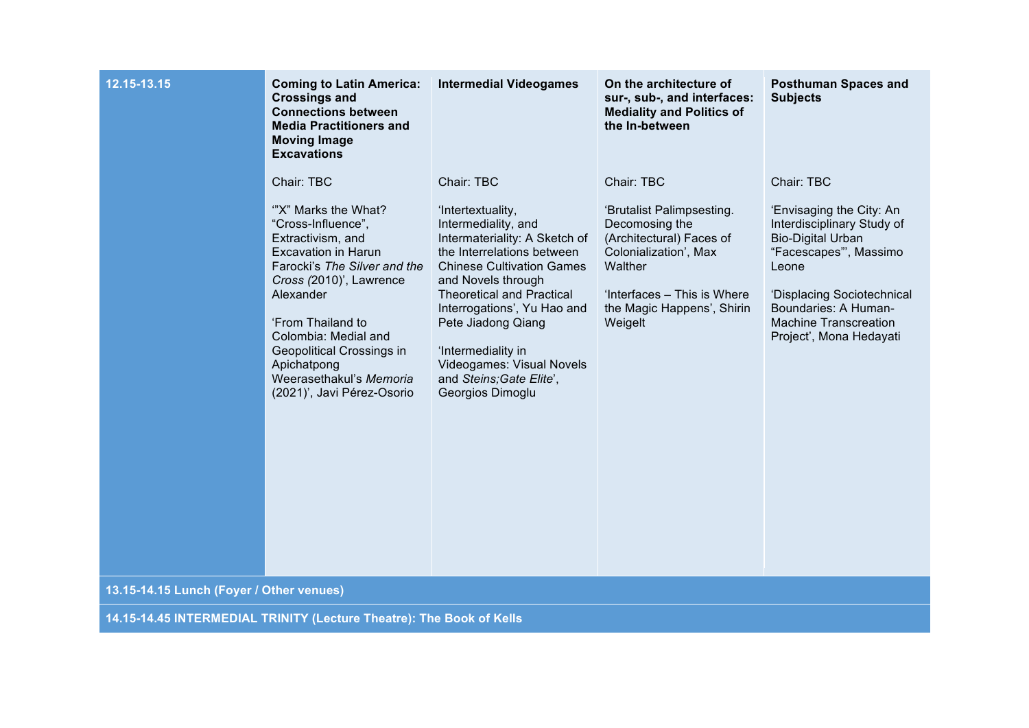| 12.15-13.15 | **Coming to Latin America: Crossings and Connections between Media Practitioners and Moving Image Excavations**<br><br>Chair: TBC<br><br>'"X" Marks the What? "Cross-Influence", Extractivism, and Excavation in Harun Farocki's *The Silver and the Cross (*2010)', Lawrence Alexander<br><br>'From Thailand to Colombia: Medial and Geopolitical Crossings in Apichatpong Weerasethakul's *Memoria* (2021)', Javi Pérez-Osorio | **Intermedial Videogames**<br><br>Chair: TBC<br><br>'Intertextuality, Intermediality, and Intermateriality: A Sketch of the Interrelations between Chinese Cultivation Games and Novels through Theoretical and Practical Interrogations', Yu Hao and Pete Jiadong Qiang<br><br>'Intermediality in Videogames: Visual Novels and *Steins;Gate Elite*', Georgios Dimoglu | **On the architecture of sur-, sub-, and interfaces: Mediality and Politics of the In-between**<br><br>Chair: TBC<br><br>'Brutalist Palimpsesting. Decomosing the (Architectural) Faces of Colonialization', Max Walther<br><br>'Interfaces – This is Where the Magic Happens', Shirin Weigelt | **Posthuman Spaces and Subjects**<br><br>Chair: TBC<br><br>'Envisaging the City: An Interdisciplinary Study of Bio-Digital Urban "Facescapes"', Massimo Leone<br><br>'Displacing Sociotechnical Boundaries: A Human-Machine Transcreation Project', Mona Hedayati |
|---|---|---|---|---|
| **13.15-14.15 Lunch (Foyer / Other venues)** | | | | |
| **14.15-14.45 INTERMEDIAL TRINITY (Lecture Theatre): The Book of Kells** | | | | |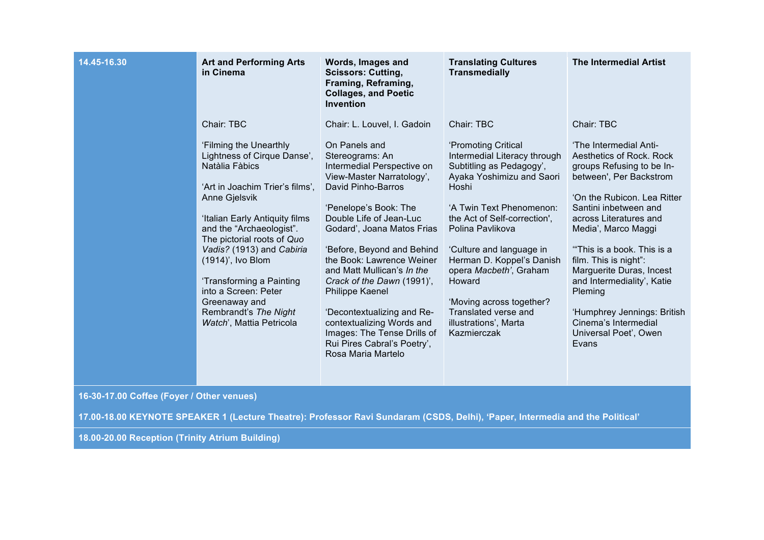| 14.45-16.30 | **Art and Performing Arts in Cinema** | **Words, Images and Scissors: Cutting, Framing, Reframing, Collages, and Poetic Invention** | **Translating Cultures Transmedially** | **The Intermedial Artist** |
|---|---|---|---|---|
| | Chair: TBC | Chair: L. Louvel, I. Gadoin | Chair: TBC | Chair: TBC |
| | 'Filming the Unearthly Lightness of Cirque Danse', Natàlia Fàbics | On Panels and Stereograms: An Intermedial Perspective on View-Master Narratology', David Pinho-Barros | 'Promoting Critical Intermedial Literacy through Subtitling as Pedagogy', Ayaka Yoshimizu and Saori Hoshi | 'The Intermedial Anti-Aesthetics of Rock. Rock groups Refusing to be In-between', Per Backstrom |
| | 'Art in Joachim Trier's films', Anne Gjelsvik | 'Penelope's Book: The Double Life of Jean-Luc Godard', Joana Matos Frias | 'A Twin Text Phenomenon: the Act of Self-correction', Polina Pavlikova | 'On the Rubicon. Lea Ritter Santini inbetween and across Literatures and Media', Marco Maggi |
| | 'Italian Early Antiquity films and the "Archaeologist". The pictorial roots of *Quo Vadis?* (1913) and *Cabiria* (1914)', Ivo Blom | 'Before, Beyond and Behind the Book: Lawrence Weiner and Matt Mullican's *In the Crack of the Dawn* (1991)', Philippe Kaenel | 'Culture and language in Herman D. Koppel's Danish opera *Macbeth*', Graham Howard | '"This is a book. This is a film. This is night": Marguerite Duras, Incest and Intermediality', Katie Pleming |
| | 'Transforming a Painting into a Screen: Peter Greenaway and Rembrandt's *The Night Watch*', Mattia Petricola | 'Decontextualizing and Re-contextualizing Words and Images: The Tense Drills of Rui Pires Cabral's Poetry', Rosa Maria Martelo | 'Moving across together? Translated verse and illustrations', Marta Kazmierczak | 'Humphrey Jennings: British Cinema's Intermedial Universal Poet', Owen Evans |

**16-30-17.00 Coffee (Foyer / Other venues)**

**17.00-18.00 KEYNOTE SPEAKER 1 (Lecture Theatre): Professor Ravi Sundaram (CSDS, Delhi), 'Paper, Intermedia and the Political'**

**18.00-20.00 Reception (Trinity Atrium Building)**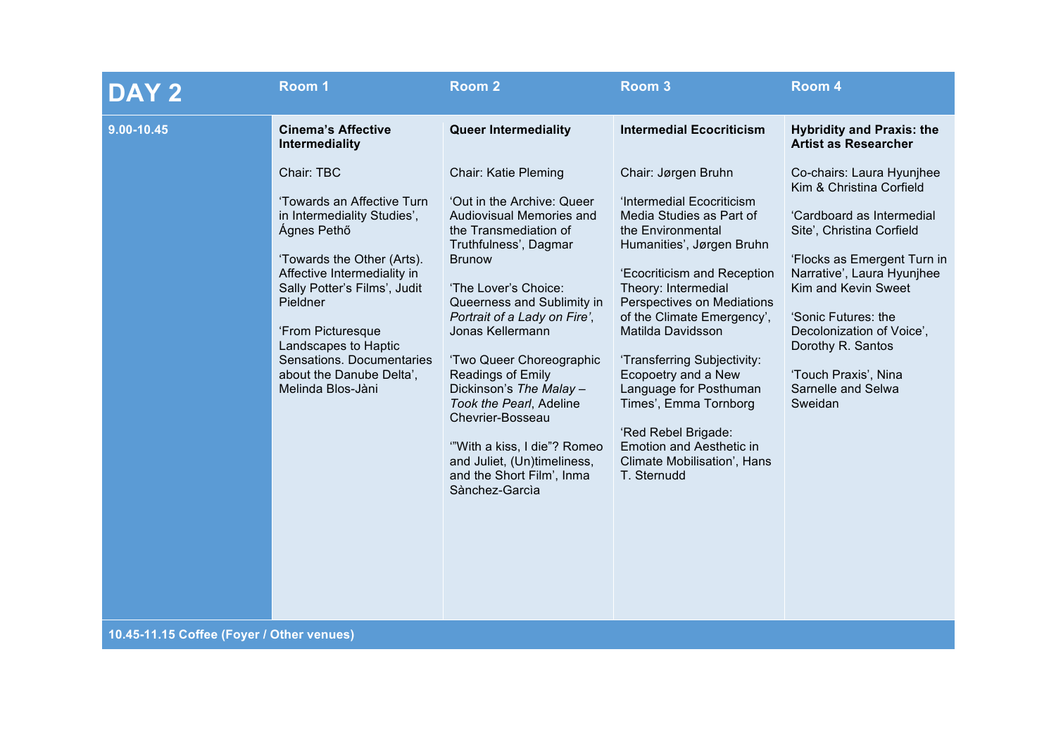| DAY 2 | Room 1 | Room 2 | Room 3 | Room 4 |
|---|---|---|---|---|
| **9.00-10.45** | **Cinema's Affective Intermediality**<br><br>Chair: TBC<br><br>'Towards an Affective Turn in Intermediality Studies', Ágnes Pethő<br><br>'Towards the Other (Arts). Affective Intermediality in Sally Potter's Films', Judit Pieldner<br><br>'From Picturesque Landscapes to Haptic Sensations. Documentaries about the Danube Delta', Melinda Blos-Jàni | **Queer Intermediality**<br><br>Chair: Katie Pleming<br><br>'Out in the Archive: Queer Audiovisual Memories and the Transmediation of Truthfulness', Dagmar Brunow<br><br>'The Lover's Choice: Queerness and Sublimity in *Portrait of a Lady on Fire*', Jonas Kellermann<br><br>'Two Queer Choreographic Readings of Emily Dickinson's *The Malay – Took the Pearl*, Adeline Chevrier-Bosseau<br><br>'"With a kiss, I die"? Romeo and Juliet, (Un)timeliness, and the Short Film', Inma Sànchez-Garcìa | **Intermedial Ecocriticism**<br><br>Chair: Jørgen Bruhn<br><br>'Intermedial Ecocriticism Media Studies as Part of the Environmental Humanities', Jørgen Bruhn<br><br>'Ecocriticism and Reception Theory: Intermedial Perspectives on Mediations of the Climate Emergency', Matilda Davidsson<br><br>'Transferring Subjectivity: Ecopoetry and a New Language for Posthuman Times', Emma Tornborg<br><br>'Red Rebel Brigade: Emotion and Aesthetic in Climate Mobilisation', Hans T. Sternudd | **Hybridity and Praxis: the Artist as Researcher**<br><br>Co-chairs: Laura Hyunjhee Kim & Christina Corfield<br><br>'Cardboard as Intermedial Site', Christina Corfield<br><br>'Flocks as Emergent Turn in Narrative', Laura Hyunjhee Kim and Kevin Sweet<br><br>'Sonic Futures: the Decolonization of Voice', Dorothy R. Santos<br><br>'Touch Praxis', Nina Sarnelle and Selwa Sweidan |
| **10.45-11.15 Coffee (Foyer / Other venues)** | | | | |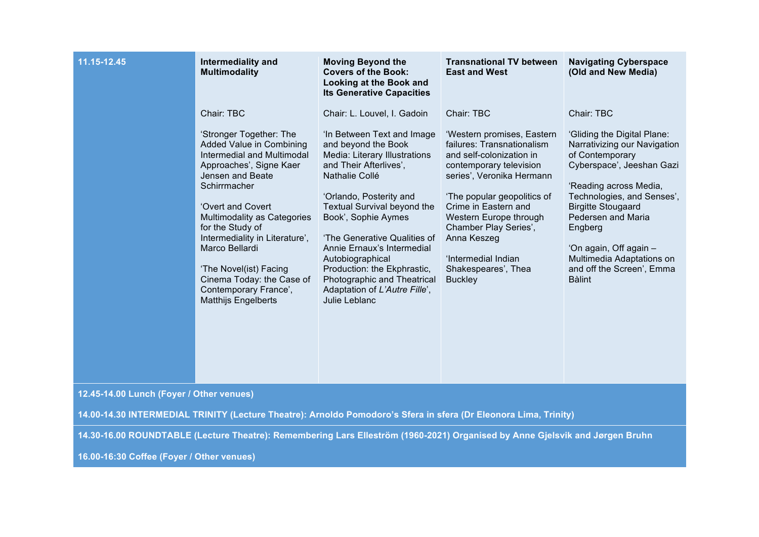| 11.15-12.45 | **Intermediality and Multimodality** | **Moving Beyond the Covers of the Book: Looking at the Book and Its Generative Capacities** | **Transnational TV between East and West** | **Navigating Cyberspace (Old and New Media)** |
|---|---|---|---|---|
| | Chair: TBC | Chair: L. Louvel, I. Gadoin | Chair: TBC | Chair: TBC |
| | ‘Stronger Together: The Added Value in Combining Intermedial and Multimodal Approaches’, Signe Kaer Jensen and Beate Schirrmacher<br><br>‘Overt and Covert Multimodality as Categories for the Study of Intermediality in Literature’, Marco Bellardi<br><br>‘The Novel(ist) Facing Cinema Today: the Case of Contemporary France’, Matthijs Engelberts | ‘In Between Text and Image and beyond the Book Media: Literary Illustrations and Their Afterlives’, Nathalie Collé<br><br>‘Orlando, Posterity and Textual Survival beyond the Book’, Sophie Aymes<br><br>‘The Generative Qualities of Annie Ernaux’s Intermedial Autobiographical Production: the Ekphrastic, Photographic and Theatrical Adaptation of *L’Autre Fille*’, Julie Leblanc | ‘Western promises, Eastern failures: Transnationalism and self-colonization in contemporary television series’, Veronika Hermann<br><br>‘The popular geopolitics of Crime in Eastern and Western Europe through Chamber Play Series’, Anna Keszeg<br><br>‘Intermedial Indian Shakespeares’, Thea Buckley | ‘Gliding the Digital Plane: Narrativizing our Navigation of Contemporary Cyberspace’, Jeeshan Gazi<br><br>‘Reading across Media, Technologies, and Senses’, Birgitte Stougaard Pedersen and Maria Engberg<br><br>‘On again, Off again – Multimedia Adaptations on and off the Screen’, Emma Bàlint |

**12.45-14.00 Lunch (Foyer / Other venues)**

**14.00-14.30 INTERMEDIAL TRINITY (Lecture Theatre): Arnoldo Pomodoro’s Sfera in sfera (Dr Eleonora Lima, Trinity)**

**14.30-16.00 ROUNDTABLE (Lecture Theatre): Remembering Lars Elleström (1960-2021) Organised by Anne Gjelsvik and Jørgen Bruhn**

**16.00-16:30 Coffee (Foyer / Other venues)**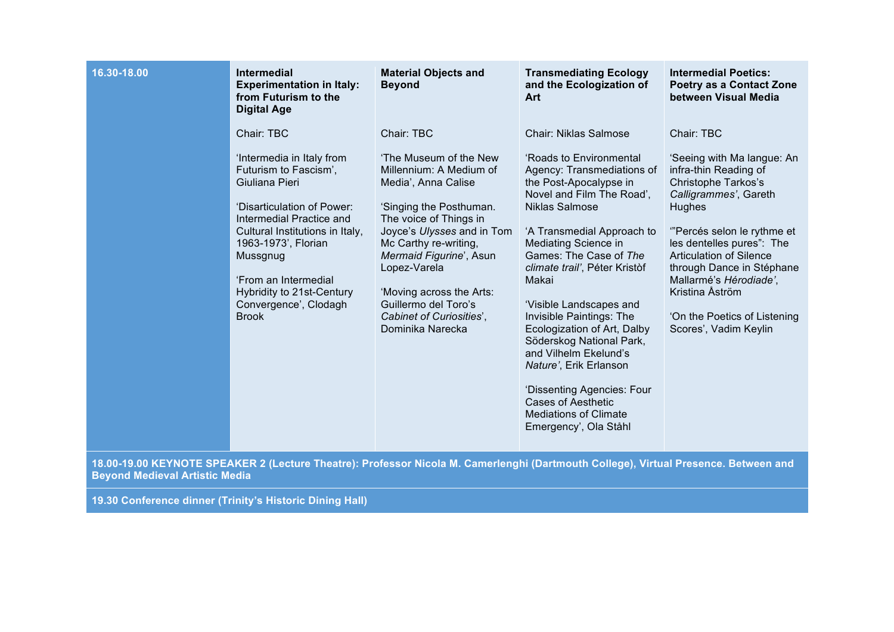| 16.30-18.00 | **Intermedial Experimentation in Italy: from Futurism to the Digital Age** | **Material Objects and Beyond** | **Transmediating Ecology and the Ecologization of Art** | **Intermedial Poetics: Poetry as a Contact Zone between Visual Media** |
|---|---|---|---|---|
| | Chair: TBC<br><br>'Intermedia in Italy from Futurism to Fascism', Giuliana Pieri<br><br>'Disarticulation of Power: Intermedial Practice and Cultural Institutions in Italy, 1963-1973', Florian Mussgnug<br><br>'From an Intermedial Hybridity to 21st-Century Convergence', Clodagh Brook | Chair: TBC<br><br>'The Museum of the New Millennium: A Medium of Media', Anna Calise<br><br>'Singing the Posthuman. The voice of Things in Joyce's *Ulysses* and in Tom Mc Carthy re-writing, *Mermaid Figurine*', Asun Lopez-Varela<br><br>'Moving across the Arts: Guillermo del Toro's *Cabinet of Curiosities*', Dominika Narecka | Chair: Niklas Salmose<br><br>'Roads to Environmental Agency: Transmediations of the Post-Apocalypse in Novel and Film The Road', Niklas Salmose<br><br>'A Transmedial Approach to Mediating Science in Games: The Case of *The climate trail'*, Péter Kristòf Makai<br><br>'Visible Landscapes and Invisible Paintings: The Ecologization of Art, Dalby Söderskog National Park, and Vilhelm Ekelund's *Nature'*, Erik Erlanson<br><br>'Dissenting Agencies: Four Cases of Aesthetic Mediations of Climate Emergency', Ola Ståhl | Chair: TBC<br><br>'Seeing with Ma langue: An infra-thin Reading of Christophe Tarkos's *Calligrammes'*, Gareth Hughes<br><br>'"Percés selon le rythme et les dentelles pures": The Articulation of Silence through Dance in Stéphane Mallarmé's *Hérodiade'*, Kristina Åström<br><br>'On the Poetics of Listening Scores', Vadim Keylin |
| **18.00-19.00 KEYNOTE SPEAKER 2 (Lecture Theatre): Professor Nicola M. Camerlenghi (Dartmouth College), Virtual Presence. Between and Beyond Medieval Artistic Media** | | | | |
| **19.30 Conference dinner (Trinity's Historic Dining Hall)** | | | | |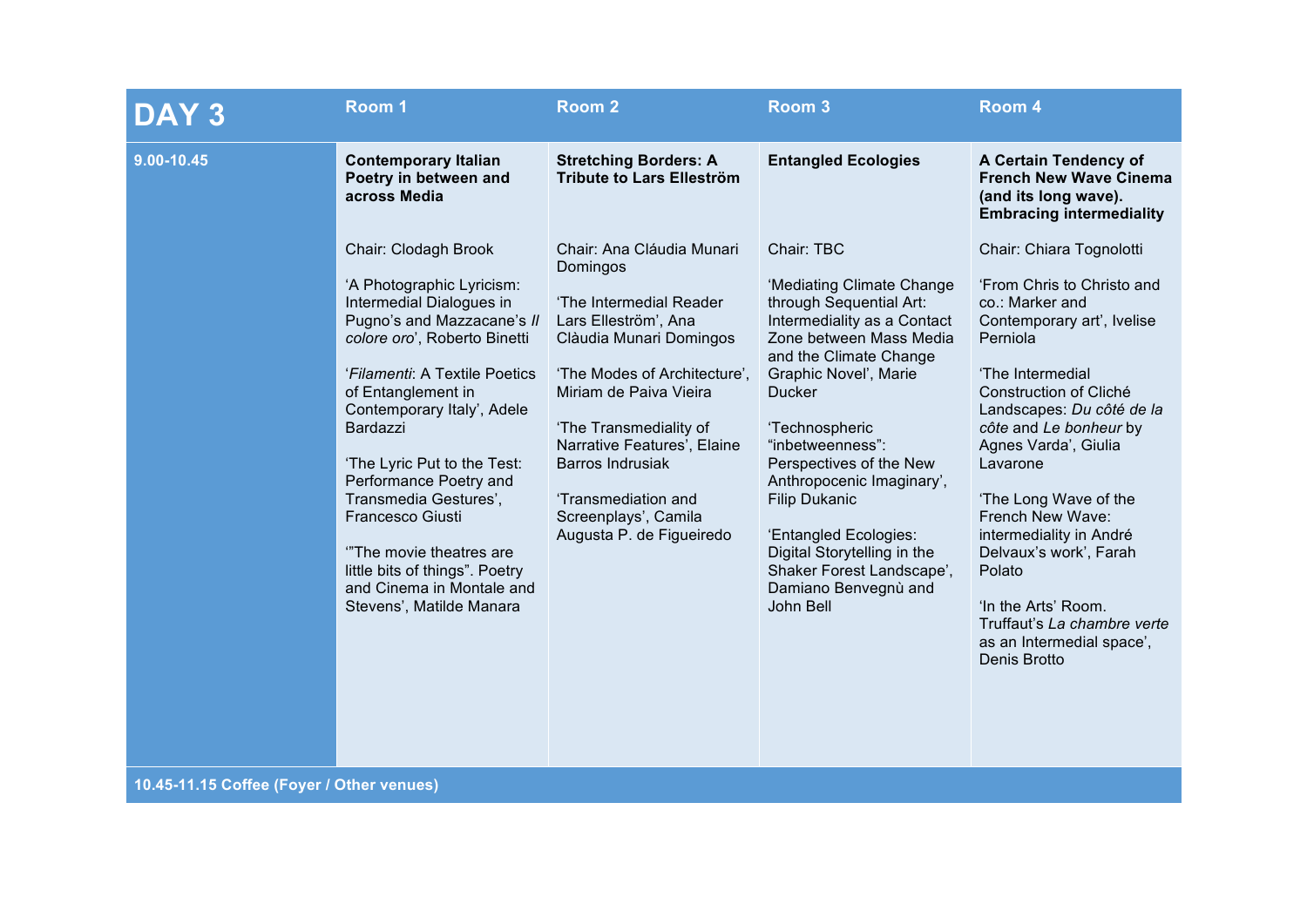| DAY 3 | Room 1 | Room 2 | Room 3 | Room 4 |
|---|---|---|---|---|
| 9.00-10.45 | **Contemporary Italian Poetry in between and across Media**<br><br>Chair: Clodagh Brook<br><br>'A Photographic Lyricism: Intermedial Dialogues in Pugno's and Mazzacane's *Il colore oro*', Roberto Binetti<br><br>'*Filamenti*: A Textile Poetics of Entanglement in Contemporary Italy', Adele Bardazzi<br><br>'The Lyric Put to the Test: Performance Poetry and Transmedia Gestures', Francesco Giusti<br><br>'"The movie theatres are little bits of things". Poetry and Cinema in Montale and Stevens', Matilde Manara | **Stretching Borders: A Tribute to Lars Elleström**<br><br>Chair: Ana Cláudia Munari Domingos<br><br>'The Intermedial Reader Lars Elleström', Ana Clàudia Munari Domingos<br><br>'The Modes of Architecture', Miriam de Paiva Vieira<br><br>'The Transmediality of Narrative Features', Elaine Barros Indrusiak<br><br>'Transmediation and Screenplays', Camila Augusta P. de Figueiredo | **Entangled Ecologies**<br><br>Chair: TBC<br><br>'Mediating Climate Change through Sequential Art: Intermediality as a Contact Zone between Mass Media and the Climate Change Graphic Novel', Marie Ducker<br><br>'Technospheric "inbetweenness": Perspectives of the New Anthropocenic Imaginary', Filip Dukanic<br><br>'Entangled Ecologies: Digital Storytelling in the Shaker Forest Landscape', Damiano Benvegnù and John Bell | **A Certain Tendency of French New Wave Cinema (and its long wave). Embracing intermediality**<br><br>Chair: Chiara Tognolotti<br><br>'From Chris to Christo and co.: Marker and Contemporary art', Ivelise Perniola<br><br>'The Intermedial Construction of Cliché Landscapes: *Du côté de la côte* and *Le bonheur* by Agnes Varda', Giulia Lavarone<br><br>'The Long Wave of the French New Wave: intermediality in André Delvaux's work', Farah Polato<br><br>'In the Arts' Room. Truffaut's *La chambre verte* as an Intermedial space', Denis Brotto |
| **10.45-11.15 Coffee (Foyer / Other venues)** | | | | |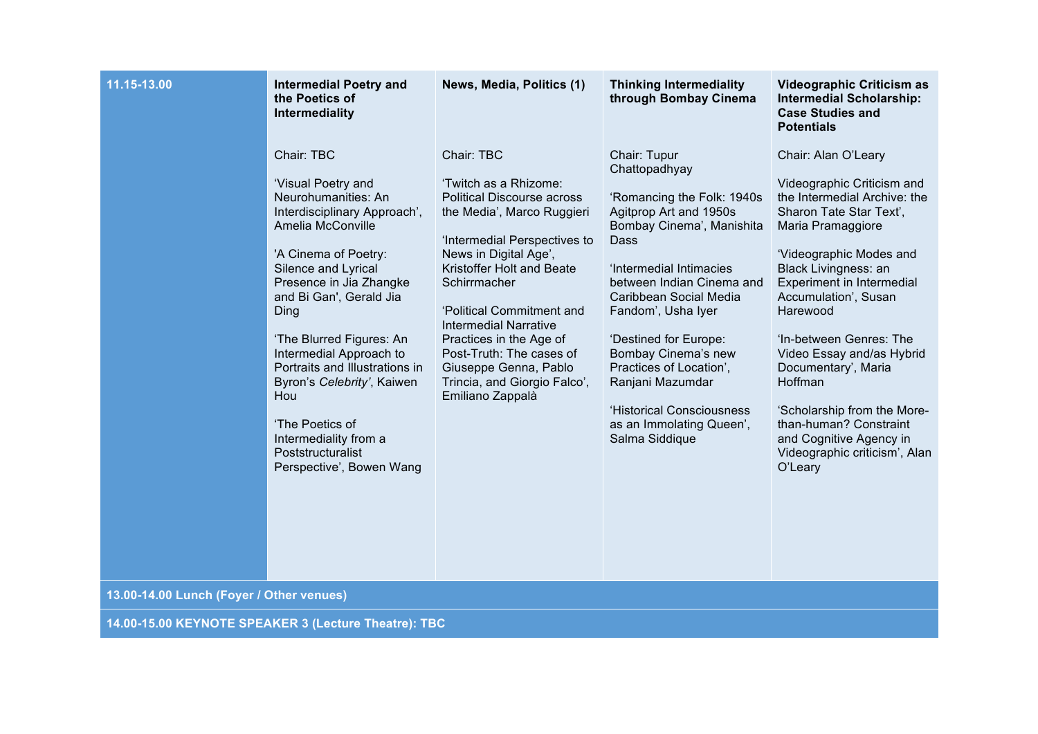| 11.15-13.00 | **Intermedial Poetry and the Poetics of Intermediality** | **News, Media, Politics (1)** | **Thinking Intermediality through Bombay Cinema** | **Videographic Criticism as Intermedial Scholarship: Case Studies and Potentials** |
|---|---|---|---|---|
| | Chair: TBC<br><br>'Visual Poetry and Neurohumanities: An Interdisciplinary Approach', Amelia McConville<br><br>'A Cinema of Poetry: Silence and Lyrical Presence in Jia Zhangke and Bi Gan', Gerald Jia Ding<br><br>'The Blurred Figures: An Intermedial Approach to Portraits and Illustrations in Byron's *Celebrity'*, Kaiwen Hou<br><br>'The Poetics of Intermediality from a Poststructuralist Perspective', Bowen Wang | Chair: TBC<br><br>'Twitch as a Rhizome: Political Discourse across the Media', Marco Ruggieri<br><br>'Intermedial Perspectives to News in Digital Age', Kristoffer Holt and Beate Schirrmacher<br><br>'Political Commitment and Intermedial Narrative Practices in the Age of Post-Truth: The cases of Giuseppe Genna, Pablo Trincia, and Giorgio Falco', Emiliano Zappalà | Chair: Tupur Chattopadhyay<br><br>'Romancing the Folk: 1940s Agitprop Art and 1950s Bombay Cinema', Manishita Dass<br><br>'Intermedial Intimacies between Indian Cinema and Caribbean Social Media Fandom', Usha Iyer<br><br>'Destined for Europe: Bombay Cinema's new Practices of Location', Ranjani Mazumdar<br><br>'Historical Consciousness as an Immolating Queen', Salma Siddique | Chair: Alan O'Leary<br><br>Videographic Criticism and the Intermedial Archive: the Sharon Tate Star Text', Maria Pramaggiore<br><br>'Videographic Modes and Black Livingness: an Experiment in Intermedial Accumulation', Susan Harewood<br><br>'In-between Genres: The Video Essay and/as Hybrid Documentary', Maria Hoffman<br><br>'Scholarship from the More-than-human? Constraint and Cognitive Agency in Videographic criticism', Alan O'Leary |

**13.00-14.00 Lunch (Foyer / Other venues)**

**14.00-15.00 KEYNOTE SPEAKER 3 (Lecture Theatre): TBC**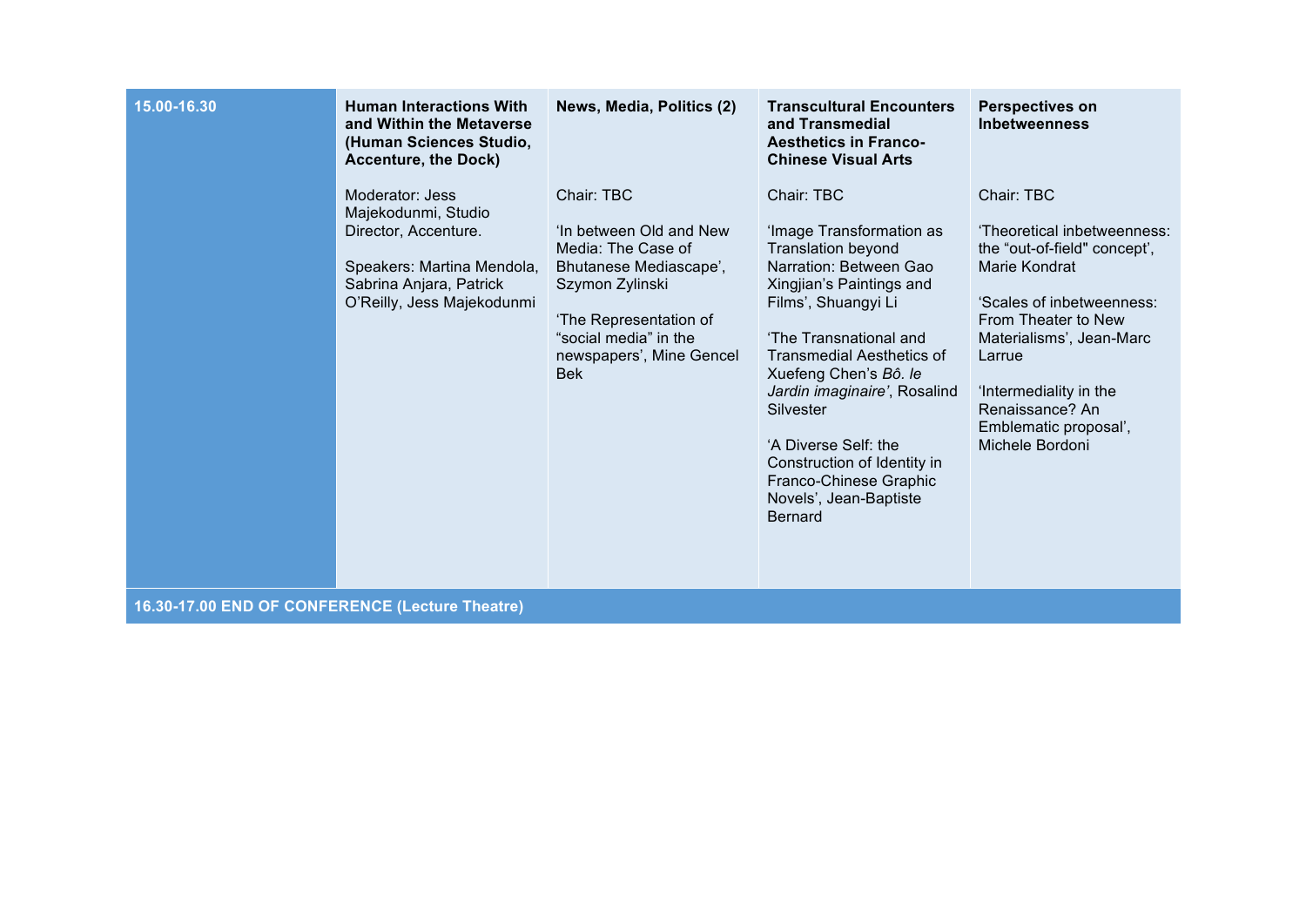| 15.00-16.30 | **Human Interactions With and Within the Metaverse (Human Sciences Studio, Accenture, the Dock)** | **News, Media, Politics (2)** | **Transcultural Encounters and Transmedial Aesthetics in Franco-Chinese Visual Arts** | **Perspectives on Inbetweenness** |
|---|---|---|---|---|
| | Moderator: Jess Majekodunmi, Studio Director, Accenture.<br><br>Speakers: Martina Mendola, Sabrina Anjara, Patrick O'Reilly, Jess Majekodunmi | Chair: TBC<br><br>'In between Old and New Media: The Case of Bhutanese Mediascape', Szymon Zylinski<br><br>'The Representation of "social media" in the newspapers', Mine Gencel Bek | Chair: TBC<br><br>'Image Transformation as Translation beyond Narration: Between Gao Xingjian's Paintings and Films', Shuangyi Li<br><br>'The Transnational and Transmedial Aesthetics of Xuefeng Chen's *Bô. le Jardin imaginaire'*, Rosalind Silvester<br><br>'A Diverse Self: the Construction of Identity in Franco-Chinese Graphic Novels', Jean-Baptiste Bernard | Chair: TBC<br><br>'Theoretical inbetweenness: the "out-of-field" concept', Marie Kondrat<br><br>'Scales of inbetweenness: From Theater to New Materialisms', Jean-Marc Larrue<br><br>'Intermediality in the Renaissance? An Emblematic proposal', Michele Bordoni |
| **16.30-17.00 END OF CONFERENCE (Lecture Theatre)** | | | | |